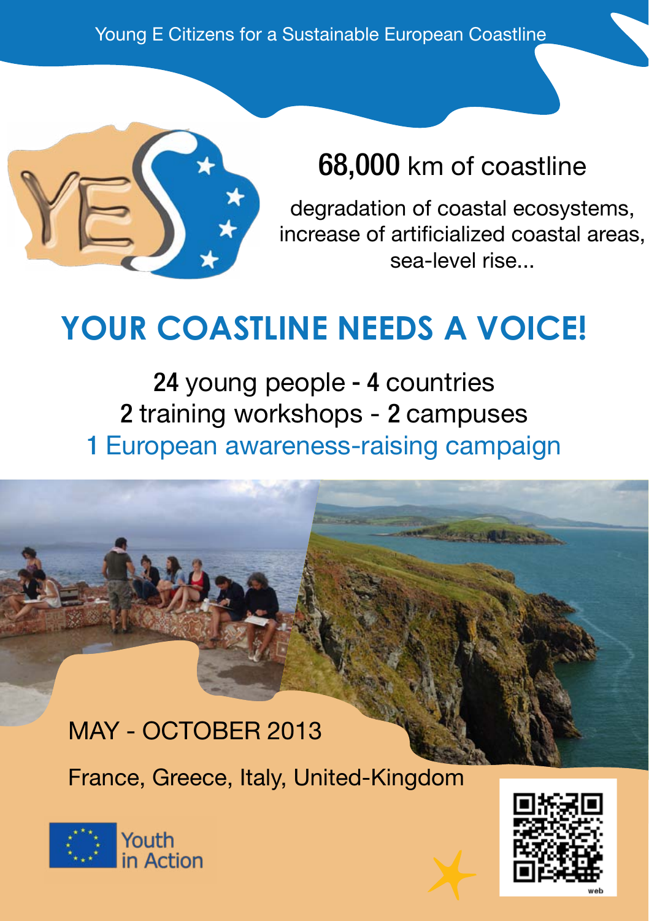Young E Citizens for a Sustainable European Coastline

YES

**68,000** km of coastline

degradation of coastal ecosystems, increase of artificialized coastal areas, sea-level rise...

# YOUR COASTLINE NEEDS A VOICE!

**24** young people - **4** countries

**2** training workshops - **2** campuses

1 European awareness-raising campaign

MAY - OCTOBER 2013

France, Greece, Italy, United-Kingdom

Youth in Action

web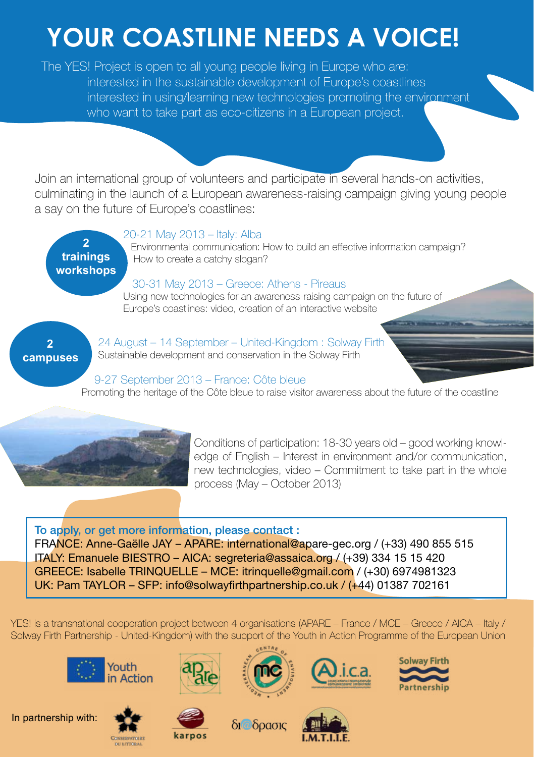# YOUR COASTLINE NEEDS A VOICE!

The YES! Project is open to all young people living in Europe who are:

- interested in the sustainable development of Europe's coastlines
- interested in using/learning new technologies promoting the environment
- who want to take part as eco-citizens in a European project.

Join an international group of volunteers and participate in several hands-on activities, culminating in the launch of a European awareness-raising campaign giving young people a say on the future of Europe's coastlines:

**2 trainings workshops**

20-21 May 2013 – Italy: Alba
Environmental communication: How to build an effective information campaign? How to create a catchy slogan?

30-31 May 2013 – Greece: Athens - Pireaus
Using new technologies for an awareness-raising campaign on the future of Europe's coastlines: video, creation of an interactive website

**2 campuses**

24 August – 14 September – United-Kingdom : Solway Firth
Sustainable development and conservation in the Solway Firth

9-27 September 2013 – France: Côte bleue
Promoting the heritage of the Côte bleue to raise visitor awareness about the future of the coastline

Conditions of participation: 18-30 years old – good working knowledge of English – Interest in environment and/or communication, new technologies, video – Commitment to take part in the whole process (May – October 2013)

**To apply, or get more information, please contact :**

FRANCE: Anne-Gaëlle JAY – APARE: international@apare-gec.org / (+33) 490 855 515
ITALY: Emanuele BIESTRO – AICA: segreteria@assaica.org / (+39) 334 15 15 420
GREECE: Isabelle TRINQUELLE – MCE: itrinquelle@gmail.com / (+30) 6974981323
UK: Pam TAYLOR – SFP: info@solwayfirthpartnership.co.uk / (+44) 01387 702161

YES! is a transnational cooperation project between 4 organisations (APARE – France / MCE – Greece / AICA – Italy / Solway Firth Partnership - United-Kingdom) with the support of the Youth in Action Programme of the European Union

Youth in Action · apare · Mediterranean Centre of Environment · A.i.c.a. · Solway Firth Partnership

In partnership with: Conservatoire du Littoral · karpos · δι@δρασις · I.M.T.I.I.E.